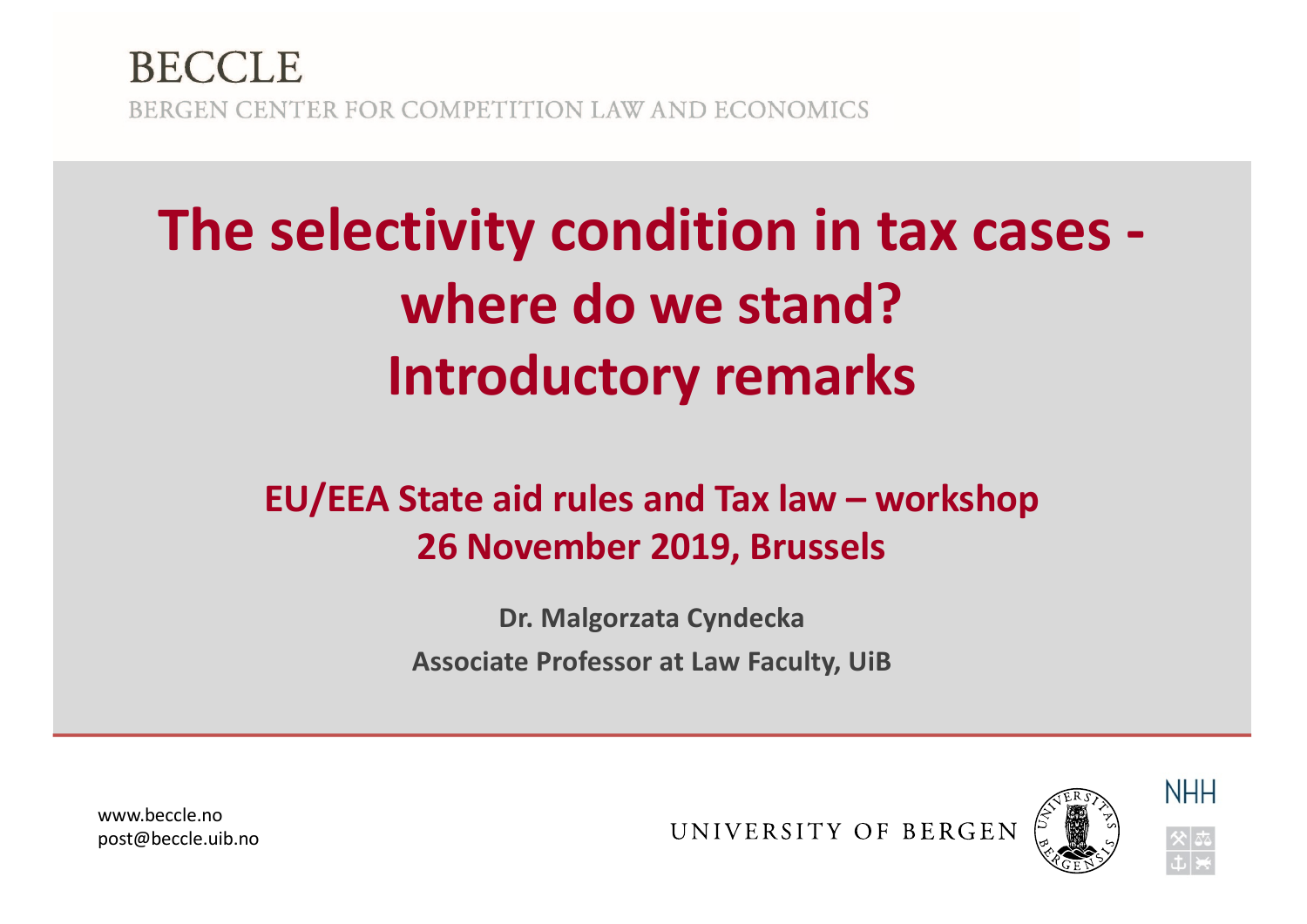BECCLE

BERGEN CENTER FOR COMPETITION LAW AND ECONOMICS

# The selectivity condition in tax cases - where do we stand? Introductory remarks

## EU/EEA State aid rules and Tax law – workshop 26 November 2019, Brussels

**Dr. Malgorzata Cyndecka**

**Associate Professor at Law Faculty, UiB**

www.beccle.no
post@beccle.uib.no

UNIVERSITY OF BERGEN

NHH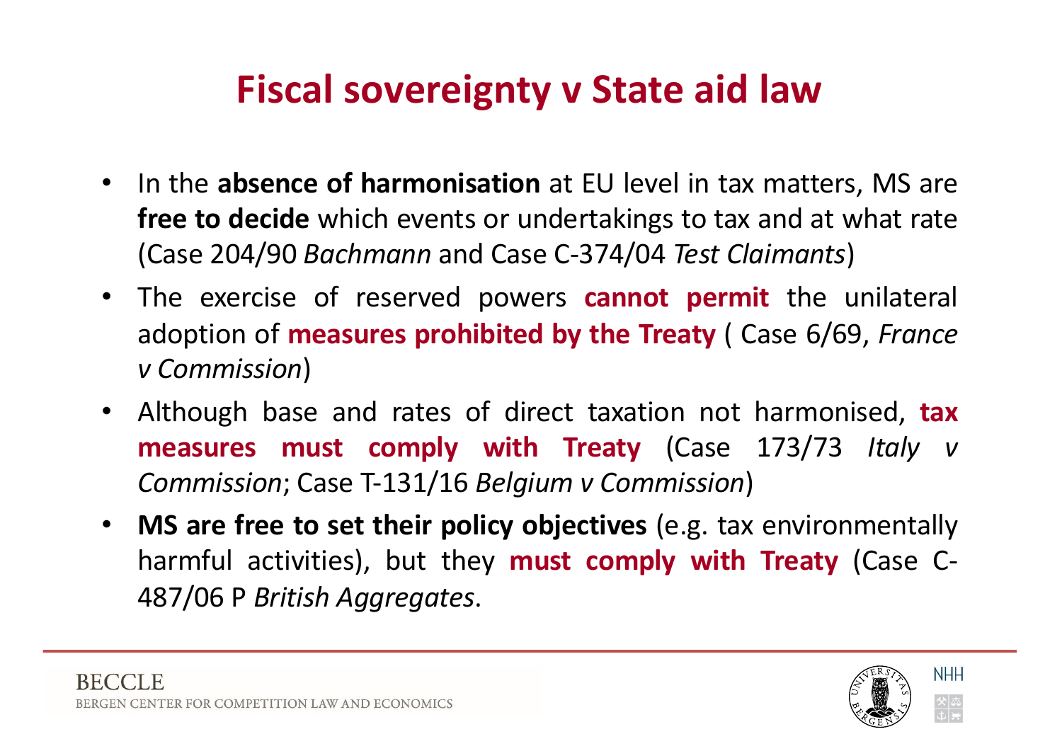# Fiscal sovereignty v State aid law

- In the **absence of harmonisation** at EU level in tax matters, MS are **free to decide** which events or undertakings to tax and at what rate (Case 204/90 *Bachmann* and Case C-374/04 *Test Claimants*)
- The exercise of reserved powers **cannot permit** the unilateral adoption of **measures prohibited by the Treaty** ( Case 6/69, *France v Commission*)
- Although base and rates of direct taxation not harmonised, **tax measures must comply with Treaty** (Case 173/73 *Italy v Commission*; Case T-131/16 *Belgium v Commission*)
- **MS are free to set their policy objectives** (e.g. tax environmentally harmful activities), but they **must comply with Treaty** (Case C-487/06 P *British Aggregates*.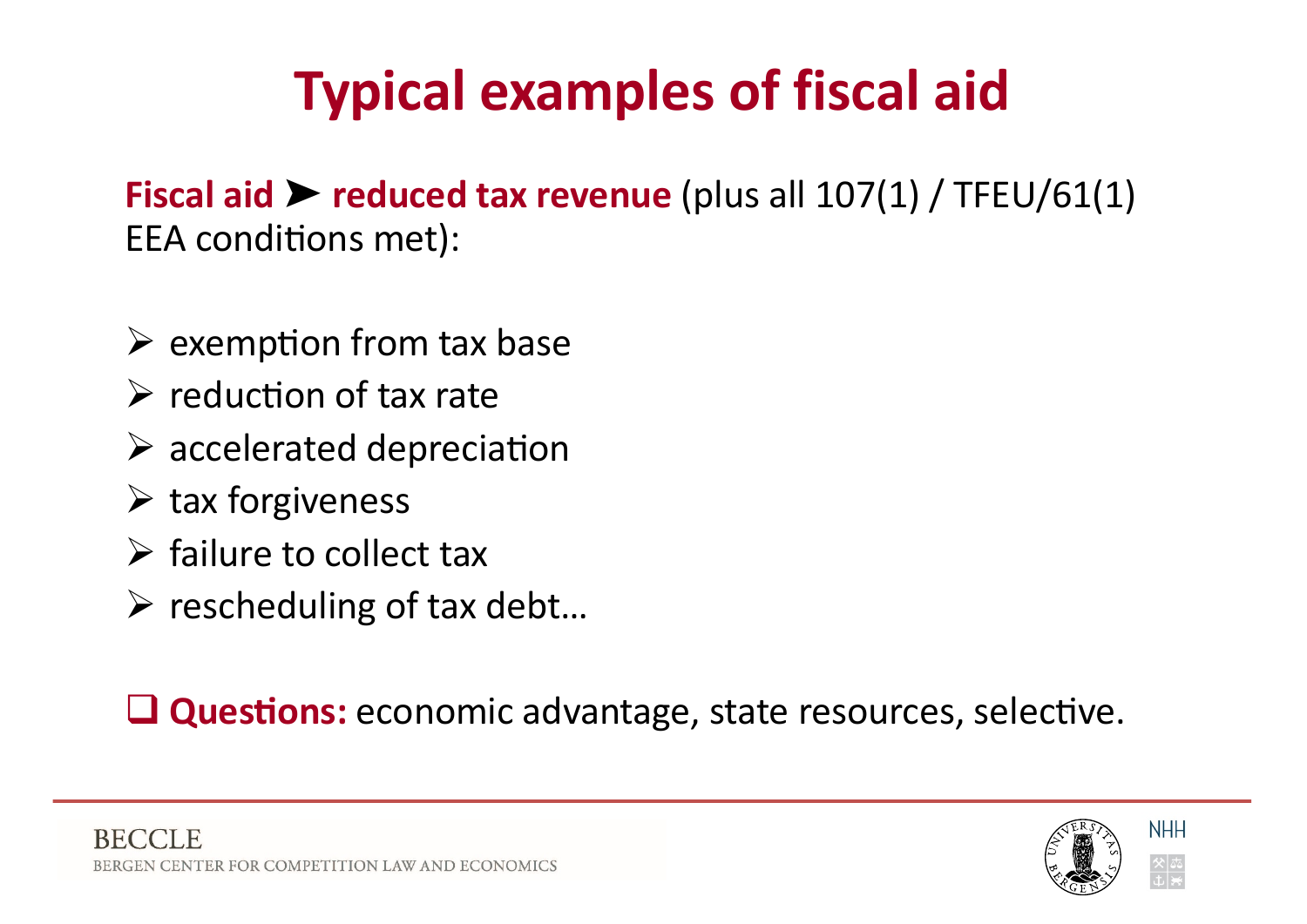# Typical examples of fiscal aid

**Fiscal aid ➤ reduced tax revenue** (plus all 107(1) / TFEU/61(1) EEA conditions met):

- exemption from tax base
- reduction of tax rate
- accelerated depreciation
- tax forgiveness
- failure to collect tax
- rescheduling of tax debt…

❑ **Questions:** economic advantage, state resources, selective.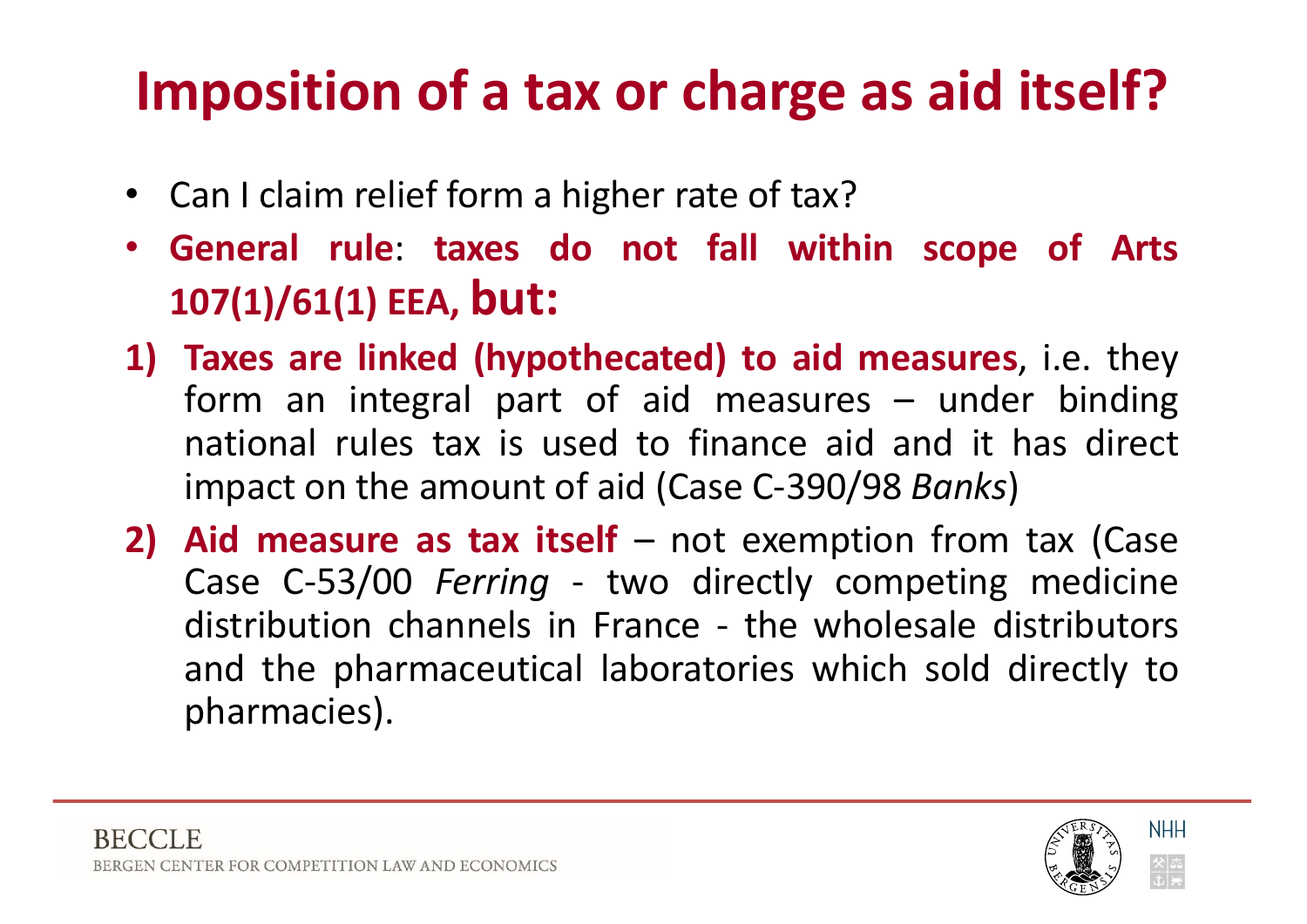# Imposition of a tax or charge as aid itself?

- Can I claim relief form a higher rate of tax?
- **General rule**: **taxes do not fall within scope of Arts 107(1)/61(1) EEA, but:**

1) **Taxes are linked (hypothecated) to aid measures**, i.e. they form an integral part of aid measures – under binding national rules tax is used to finance aid and it has direct impact on the amount of aid (Case C-390/98 *Banks*)
2) **Aid measure as tax itself** – not exemption from tax (Case Case C-53/00 *Ferring* - two directly competing medicine distribution channels in France - the wholesale distributors and the pharmaceutical laboratories which sold directly to pharmacies).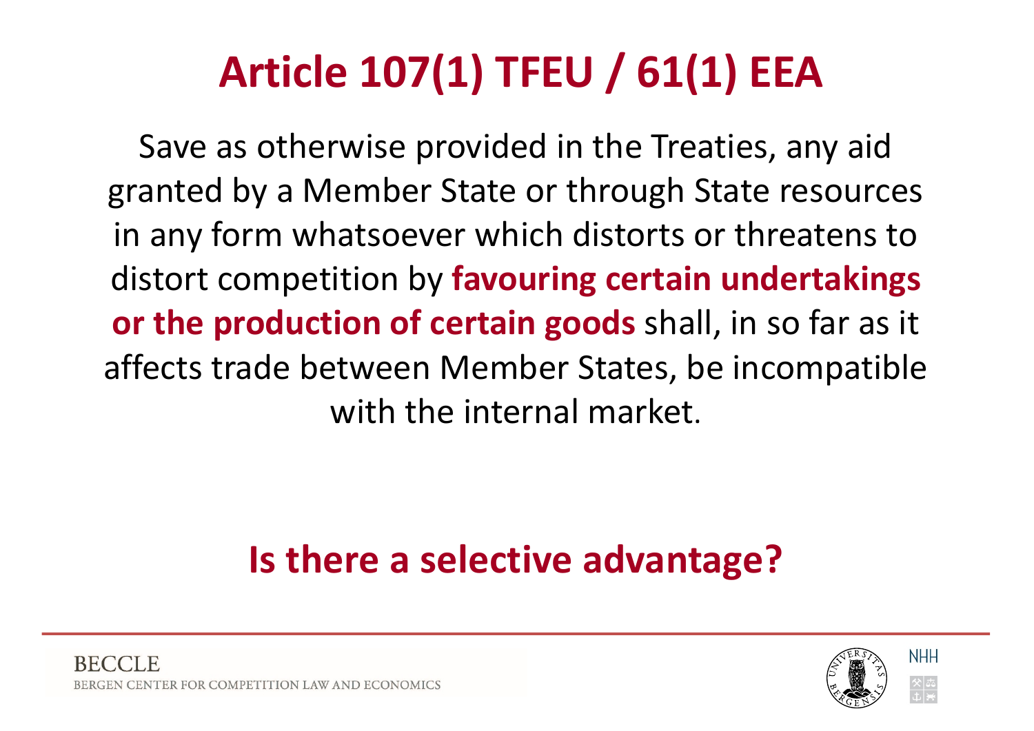# Article 107(1) TFEU / 61(1) EEA

Save as otherwise provided in the Treaties, any aid granted by a Member State or through State resources in any form whatsoever which distorts or threatens to distort competition by **favouring certain undertakings or the production of certain goods** shall, in so far as it affects trade between Member States, be incompatible with the internal market.

**Is there a selective advantage?**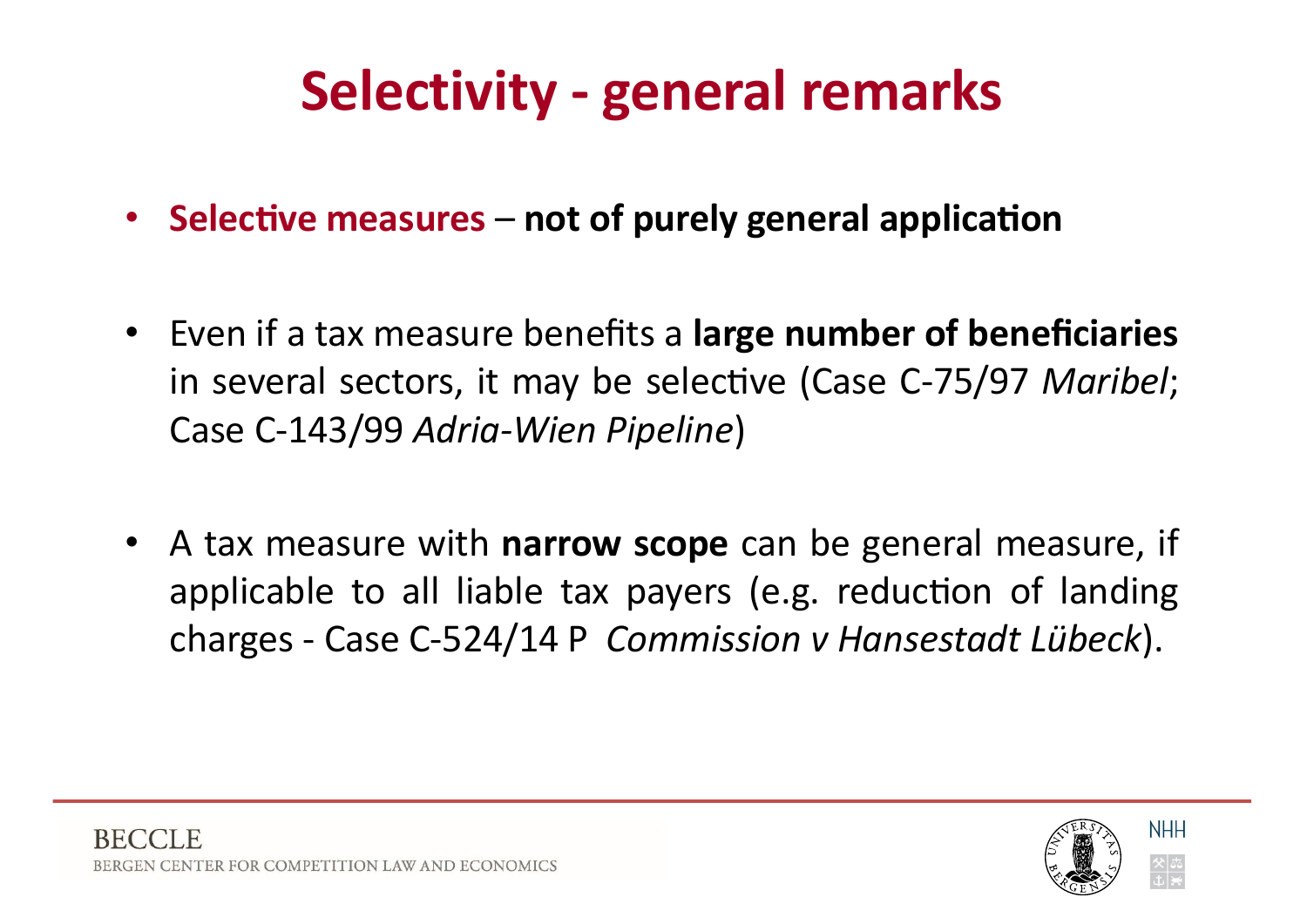# Selectivity - general remarks

- **Selective measures** – **not of purely general application**

- Even if a tax measure benefits a **large number of beneficiaries** in several sectors, it may be selective (Case C-75/97 *Maribel*; Case C-143/99 *Adria-Wien Pipeline*)

- A tax measure with **narrow scope** can be general measure, if applicable to all liable tax payers (e.g. reduction of landing charges - Case C-524/14 P *Commission v Hansestadt Lübeck*).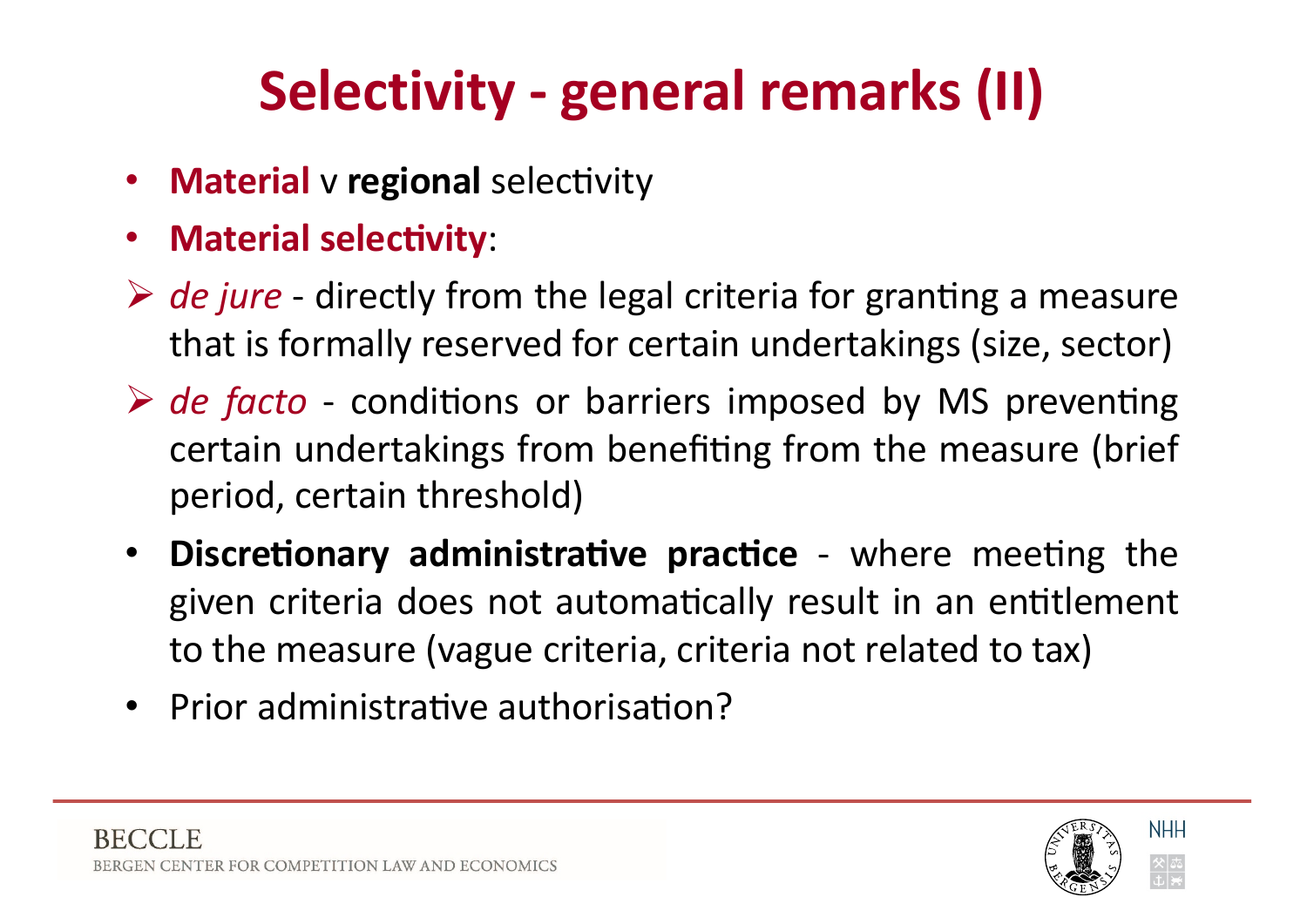# Selectivity - general remarks (II)

- **Material** v **regional** selectivity
- **Material selectivity**:
  - *de jure* - directly from the legal criteria for granting a measure that is formally reserved for certain undertakings (size, sector)
  - *de facto* - conditions or barriers imposed by MS preventing certain undertakings from benefiting from the measure (brief period, certain threshold)
- **Discretionary administrative practice** - where meeting the given criteria does not automatically result in an entitlement to the measure (vague criteria, criteria not related to tax)
- Prior administrative authorisation?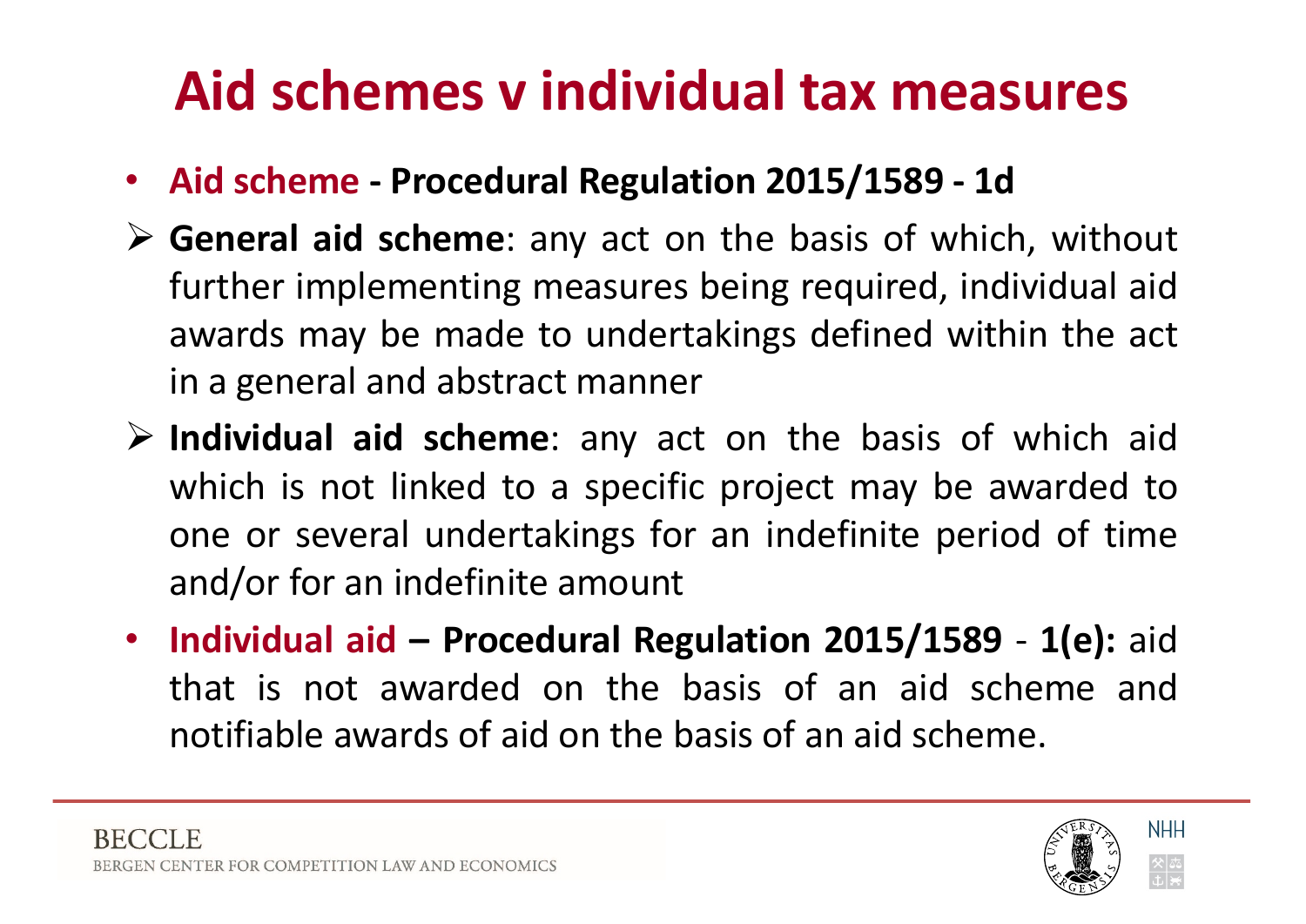# Aid schemes v individual tax measures

- **Aid scheme - Procedural Regulation 2015/1589 - 1d**
  - **General aid scheme**: any act on the basis of which, without further implementing measures being required, individual aid awards may be made to undertakings defined within the act in a general and abstract manner
  - **Individual aid scheme**: any act on the basis of which aid which is not linked to a specific project may be awarded to one or several undertakings for an indefinite period of time and/or for an indefinite amount
- **Individual aid – Procedural Regulation 2015/1589** - **1(e):** aid that is not awarded on the basis of an aid scheme and notifiable awards of aid on the basis of an aid scheme.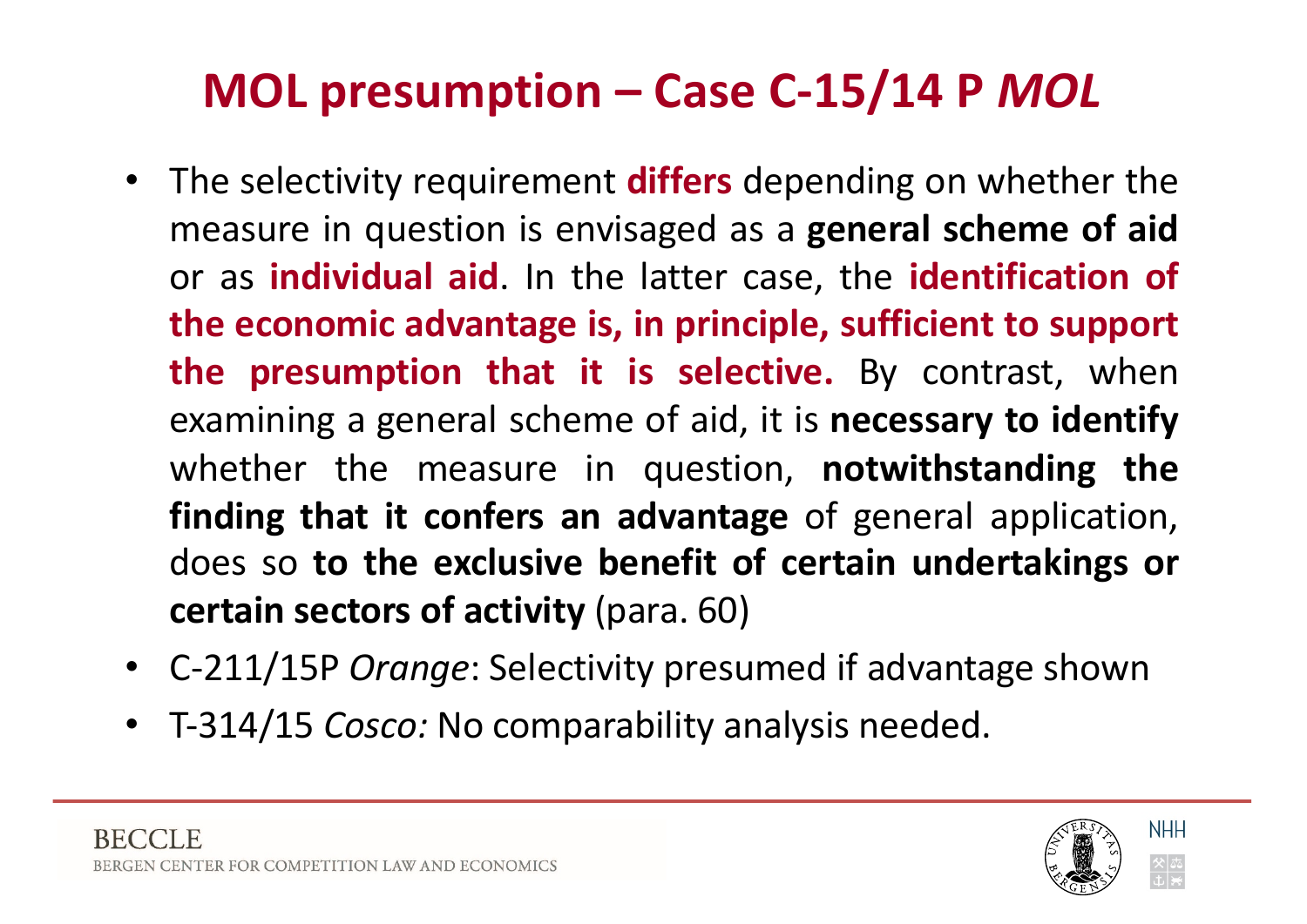# MOL presumption – Case C-15/14 P *MOL*

- The selectivity requirement **differs** depending on whether the measure in question is envisaged as a **general scheme of aid** or as **individual aid**. In the latter case, the **identification of the economic advantage is, in principle, sufficient to support the presumption that it is selective.** By contrast, when examining a general scheme of aid, it is **necessary to identify** whether the measure in question, **notwithstanding the finding that it confers an advantage** of general application, does so **to the exclusive benefit of certain undertakings or certain sectors of activity** (para. 60)
- C-211/15P *Orange*: Selectivity presumed if advantage shown
- T-314/15 *Cosco:* No comparability analysis needed.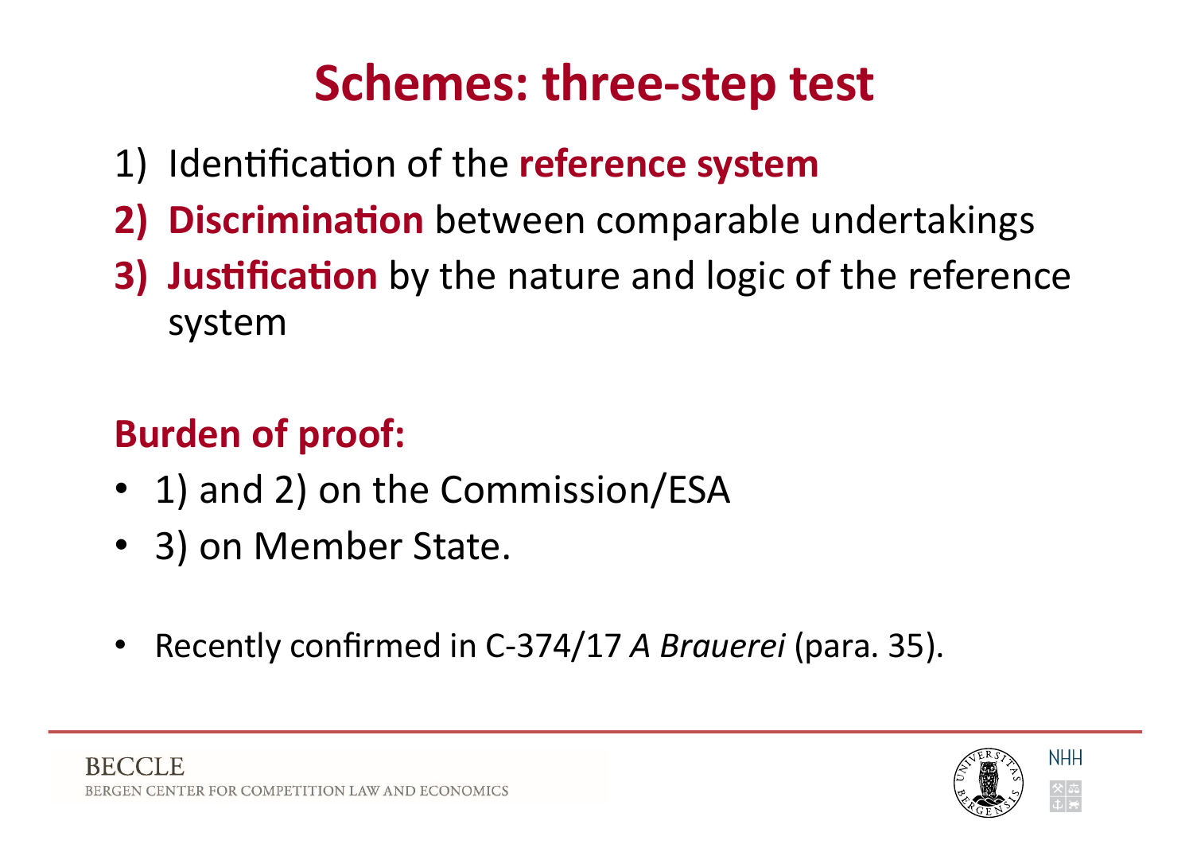# Schemes: three-step test

1) Identification of the **reference system**
2) **Discrimination** between comparable undertakings
3) **Justification** by the nature and logic of the reference system

**Burden of proof:**

- 1) and 2) on the Commission/ESA
- 3) on Member State.

- Recently confirmed in C-374/17 *A Brauerei* (para. 35).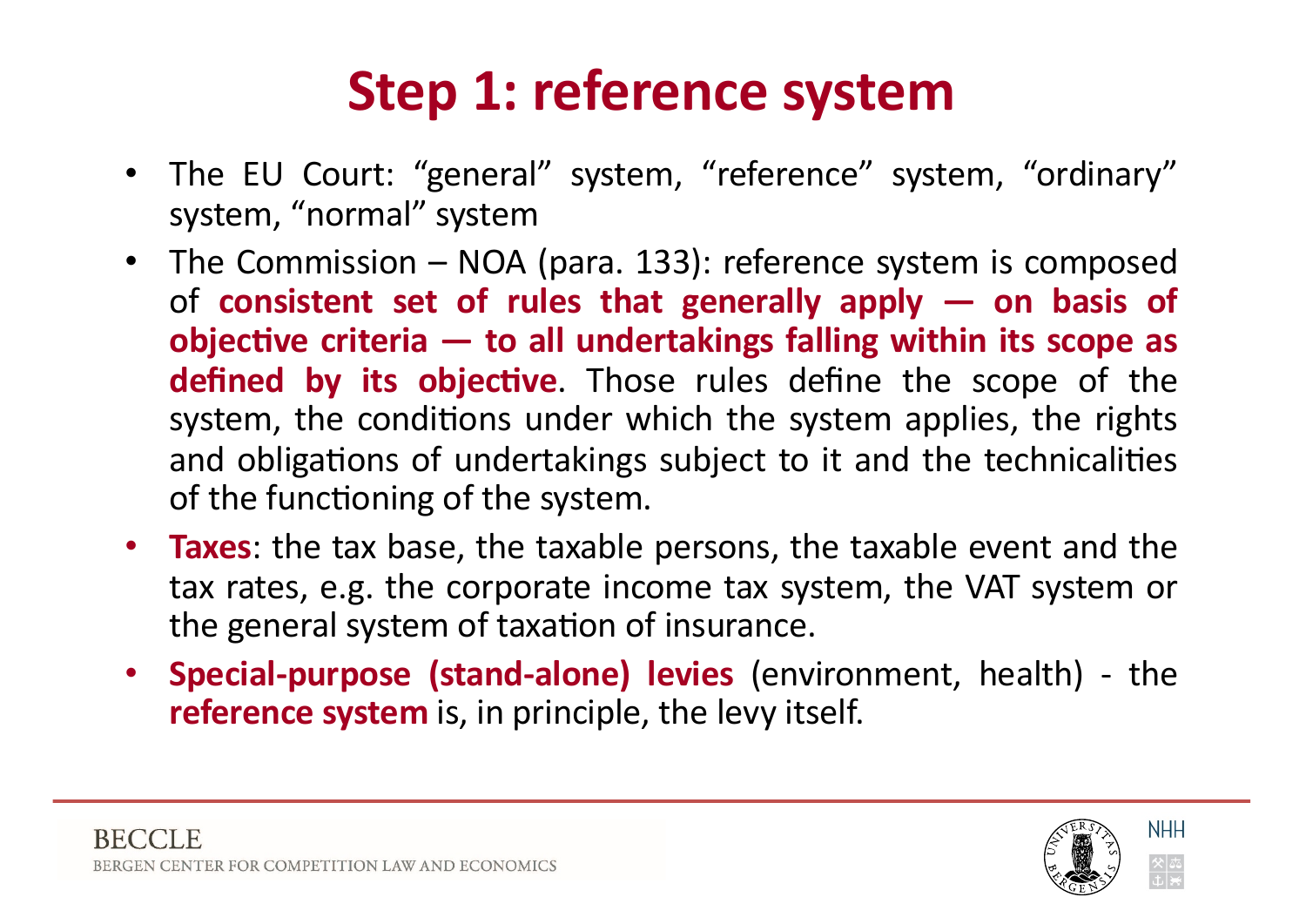# Step 1: reference system

- The EU Court: "general" system, "reference" system, "ordinary" system, "normal" system
- The Commission – NOA (para. 133): reference system is composed of **consistent set of rules that generally apply — on basis of objective criteria — to all undertakings falling within its scope as defined by its objective**. Those rules define the scope of the system, the conditions under which the system applies, the rights and obligations of undertakings subject to it and the technicalities of the functioning of the system.
- **Taxes**: the tax base, the taxable persons, the taxable event and the tax rates, e.g. the corporate income tax system, the VAT system or the general system of taxation of insurance.
- **Special-purpose (stand-alone) levies** (environment, health) - the **reference system** is, in principle, the levy itself.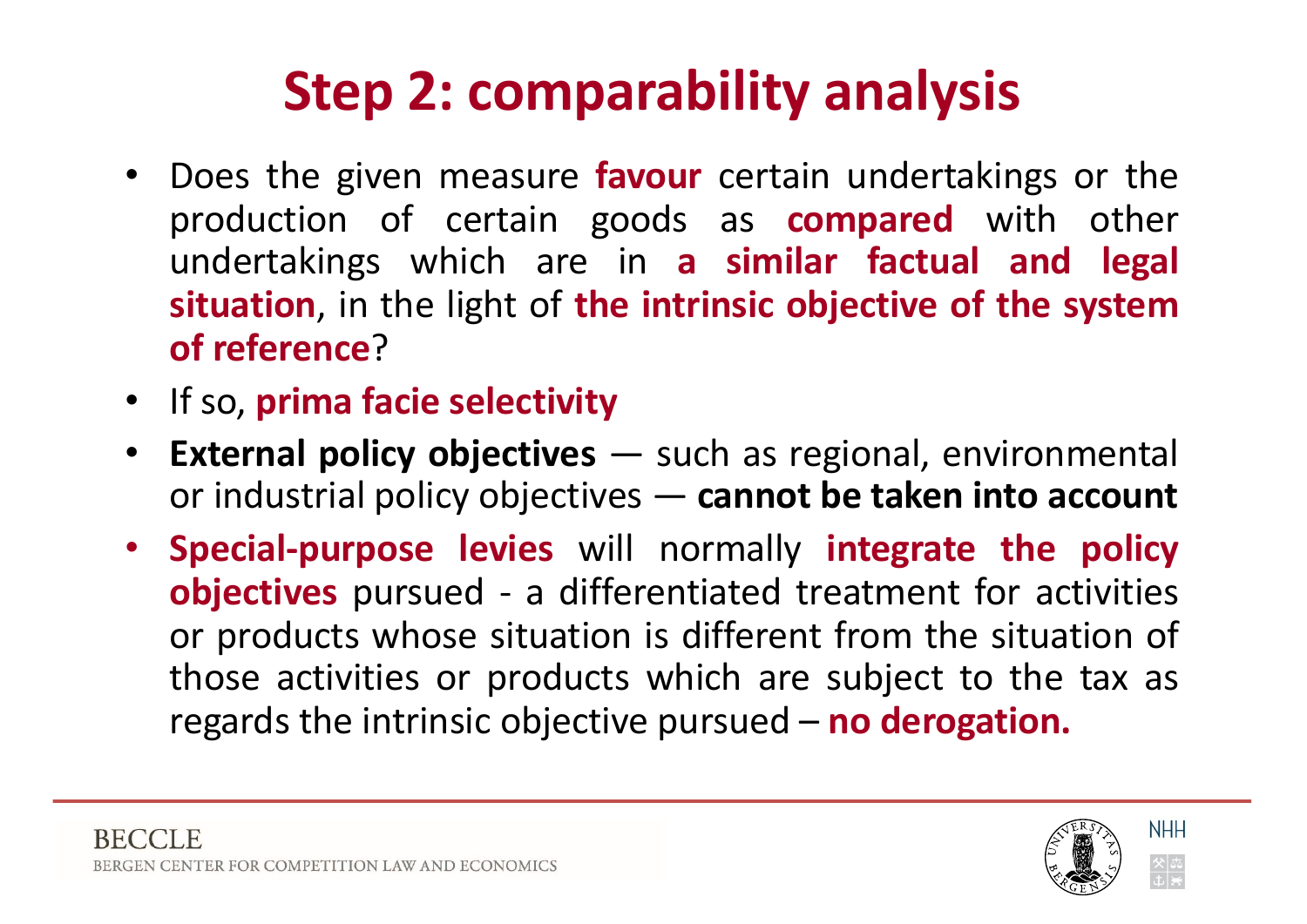# Step 2: comparability analysis

- Does the given measure **favour** certain undertakings or the production of certain goods as **compared** with other undertakings which are in **a similar factual and legal situation**, in the light of **the intrinsic objective of the system of reference**?
- If so, **prima facie selectivity**
- **External policy objectives** — such as regional, environmental or industrial policy objectives — **cannot be taken into account**
- **Special-purpose levies** will normally **integrate the policy objectives** pursued - a differentiated treatment for activities or products whose situation is different from the situation of those activities or products which are subject to the tax as regards the intrinsic objective pursued – **no derogation.**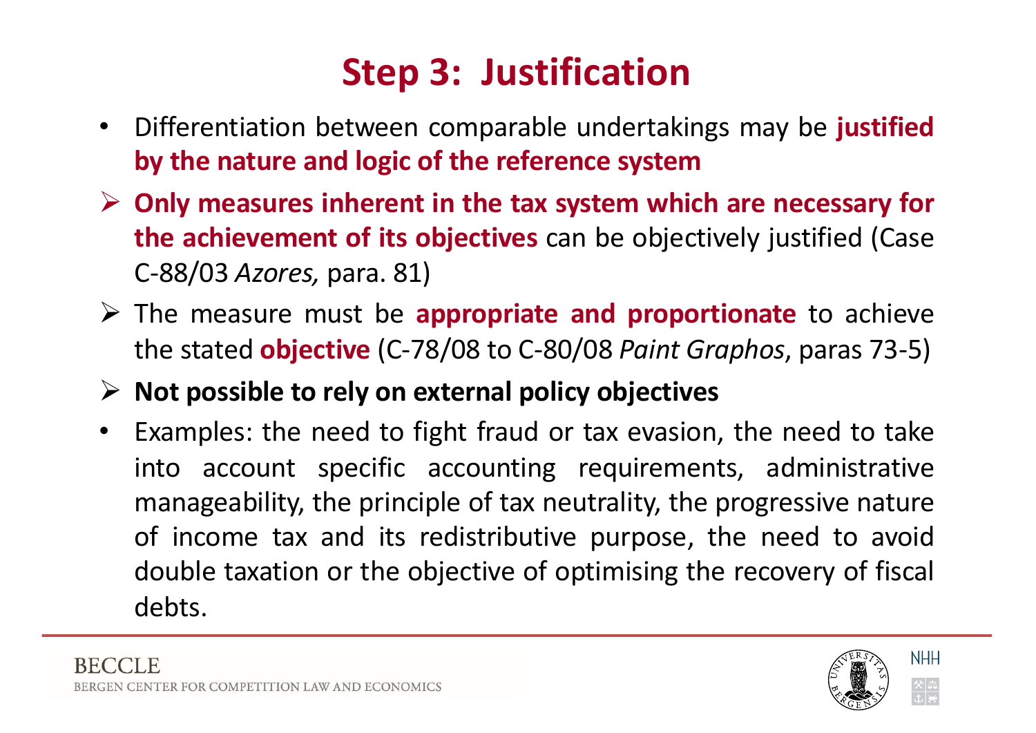# Step 3: Justification

- Differentiation between comparable undertakings may be **justified by the nature and logic of the reference system**
- ➢ **Only measures inherent in the tax system which are necessary for the achievement of its objectives** can be objectively justified (Case C-88/03 *Azores,* para. 81)
- ➢ The measure must be **appropriate and proportionate** to achieve the stated **objective** (C-78/08 to C-80/08 *Paint Graphos*, paras 73-5)
- ➢ **Not possible to rely on external policy objectives**
- Examples: the need to fight fraud or tax evasion, the need to take into account specific accounting requirements, administrative manageability, the principle of tax neutrality, the progressive nature of income tax and its redistributive purpose, the need to avoid double taxation or the objective of optimising the recovery of fiscal debts.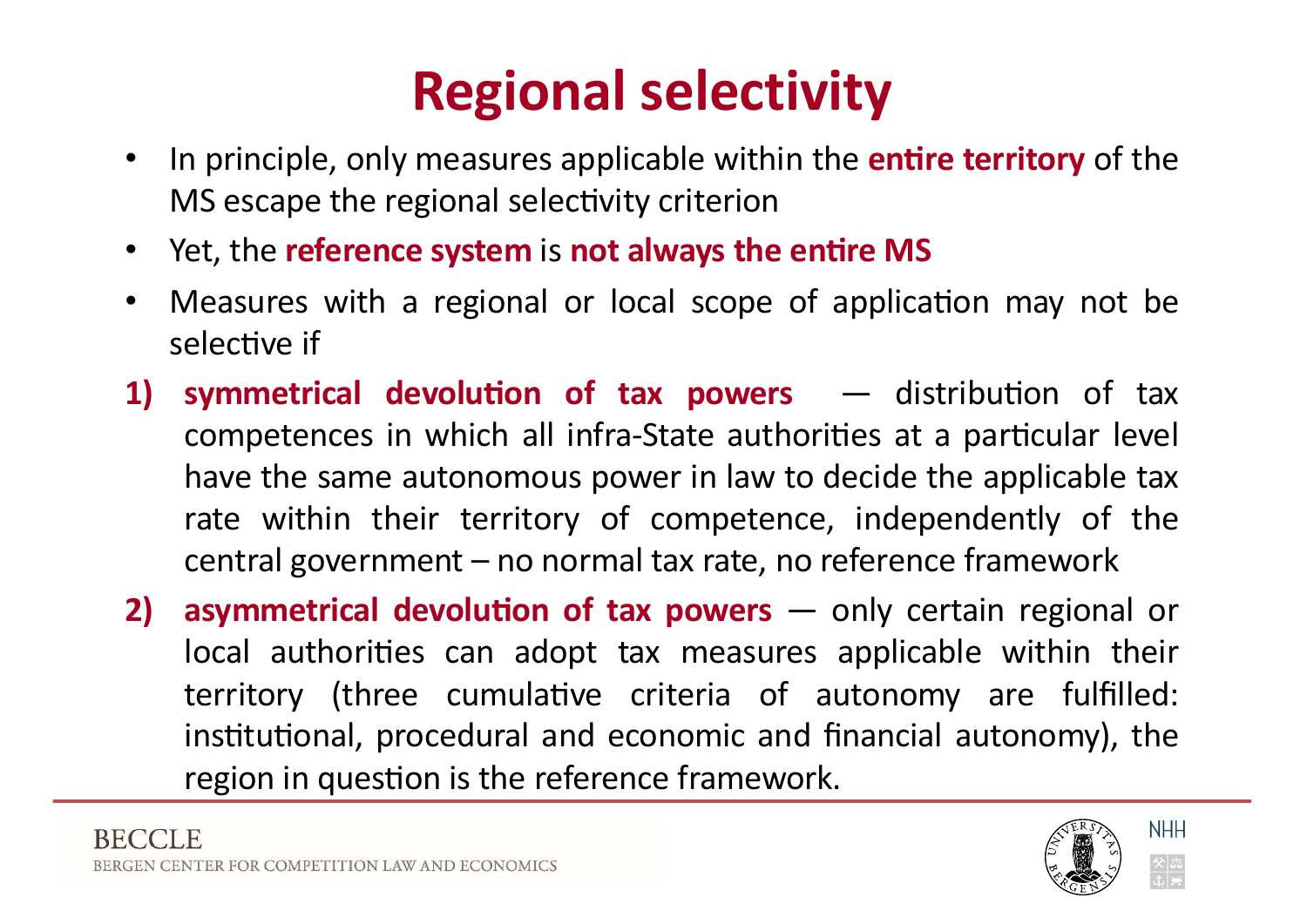# Regional selectivity

- In principle, only measures applicable within the **entire territory** of the MS escape the regional selectivity criterion
- Yet, the **reference system** is **not always the entire MS**
- Measures with a regional or local scope of application may not be selective if

1) **symmetrical devolution of tax powers** — distribution of tax competences in which all infra-State authorities at a particular level have the same autonomous power in law to decide the applicable tax rate within their territory of competence, independently of the central government – no normal tax rate, no reference framework
2) **asymmetrical devolution of tax powers** — only certain regional or local authorities can adopt tax measures applicable within their territory (three cumulative criteria of autonomy are fulfilled: institutional, procedural and economic and financial autonomy), the region in question is the reference framework.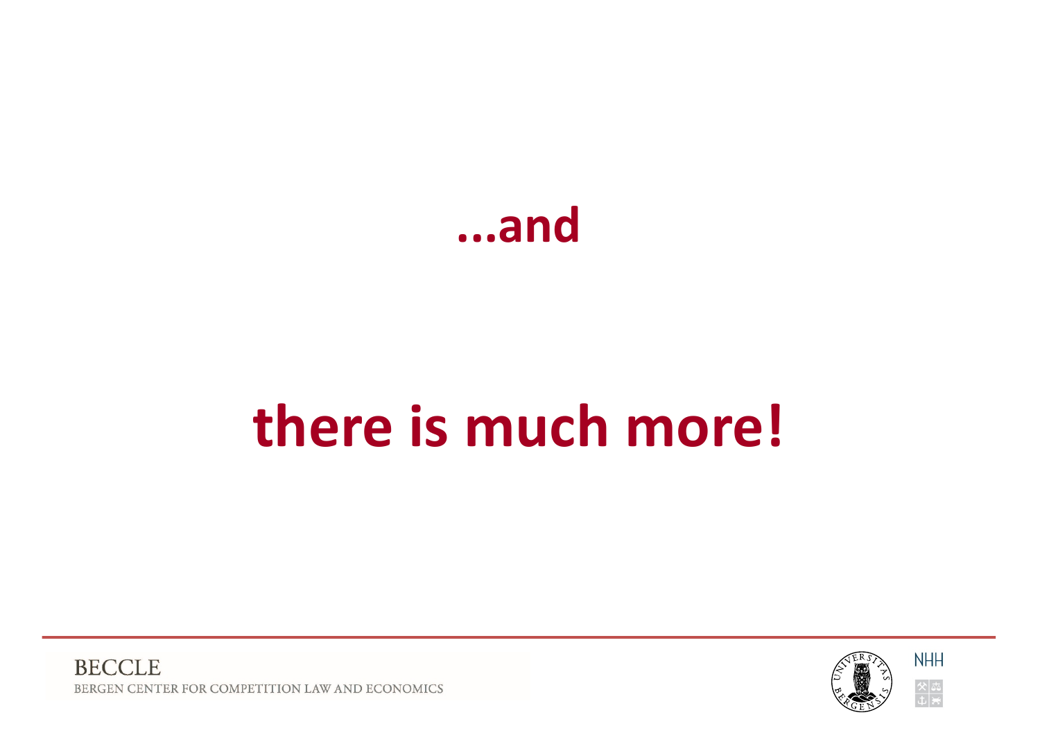# ...and

# there is much more!